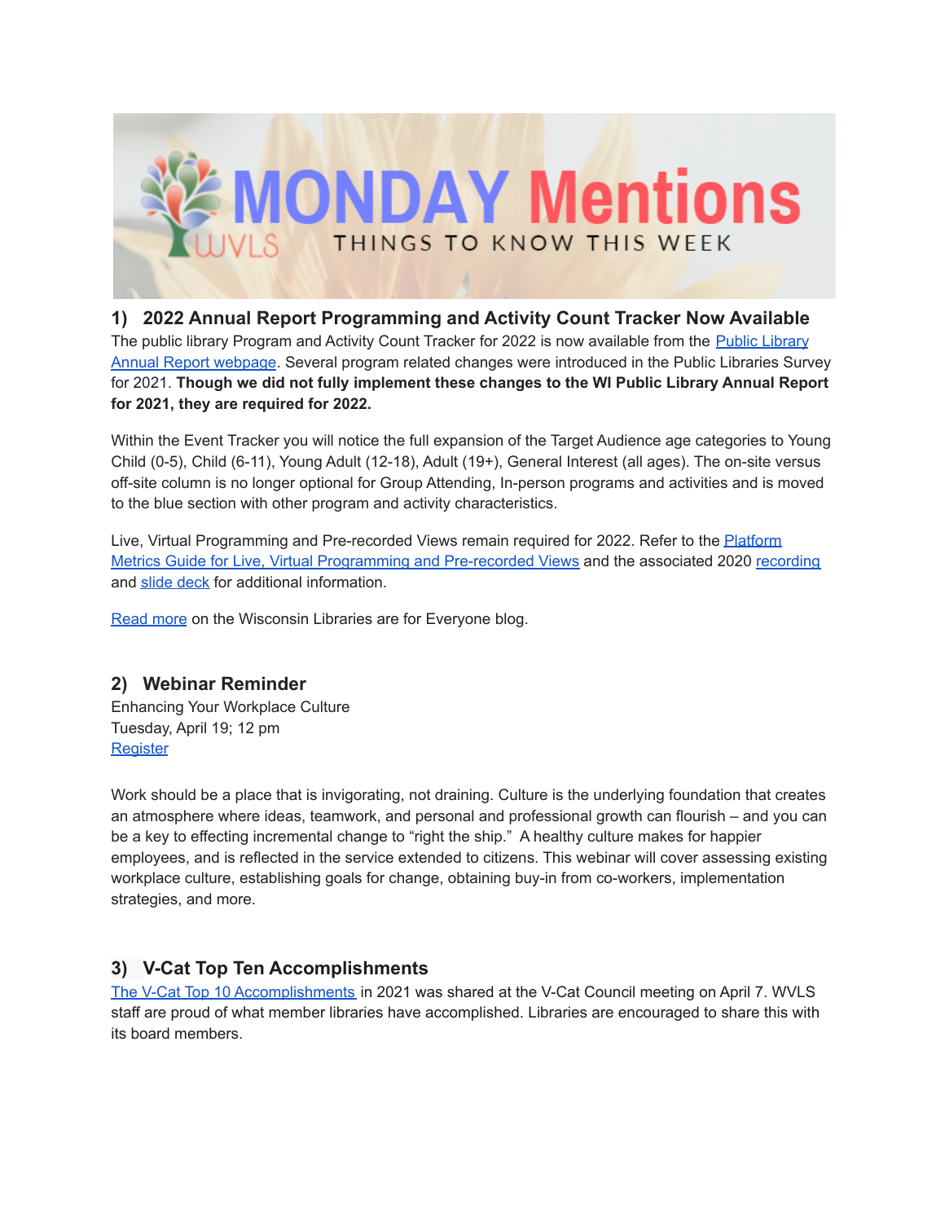# MONDAY Mentions

WVLS — THINGS TO KNOW THIS WEEK

## 1) 2022 Annual Report Programming and Activity Count Tracker Now Available

The public library Program and Activity Count Tracker for 2022 is now available from the [Public Library Annual Report webpage](). Several program related changes were introduced in the Public Libraries Survey for 2021. **Though we did not fully implement these changes to the WI Public Library Annual Report for 2021, they are required for 2022.**

Within the Event Tracker you will notice the full expansion of the Target Audience age categories to Young Child (0-5), Child (6-11), Young Adult (12-18), Adult (19+), General Interest (all ages). The on-site versus off-site column is no longer optional for Group Attending, In-person programs and activities and is moved to the blue section with other program and activity characteristics.

Live, Virtual Programming and Pre-recorded Views remain required for 2022. Refer to the [Platform Metrics Guide for Live, Virtual Programming and Pre-recorded Views]() and the associated 2020 [recording]() and [slide deck]() for additional information.

[Read more]() on the Wisconsin Libraries are for Everyone blog.

## 2) Webinar Reminder

Enhancing Your Workplace Culture
Tuesday, April 19; 12 pm
[Register]()

Work should be a place that is invigorating, not draining. Culture is the underlying foundation that creates an atmosphere where ideas, teamwork, and personal and professional growth can flourish – and you can be a key to effecting incremental change to "right the ship." A healthy culture makes for happier employees, and is reflected in the service extended to citizens. This webinar will cover assessing existing workplace culture, establishing goals for change, obtaining buy-in from co-workers, implementation strategies, and more.

## 3) V-Cat Top Ten Accomplishments

[The V-Cat Top 10 Accomplishments]() in 2021 was shared at the V-Cat Council meeting on April 7. WVLS staff are proud of what member libraries have accomplished. Libraries are encouraged to share this with its board members.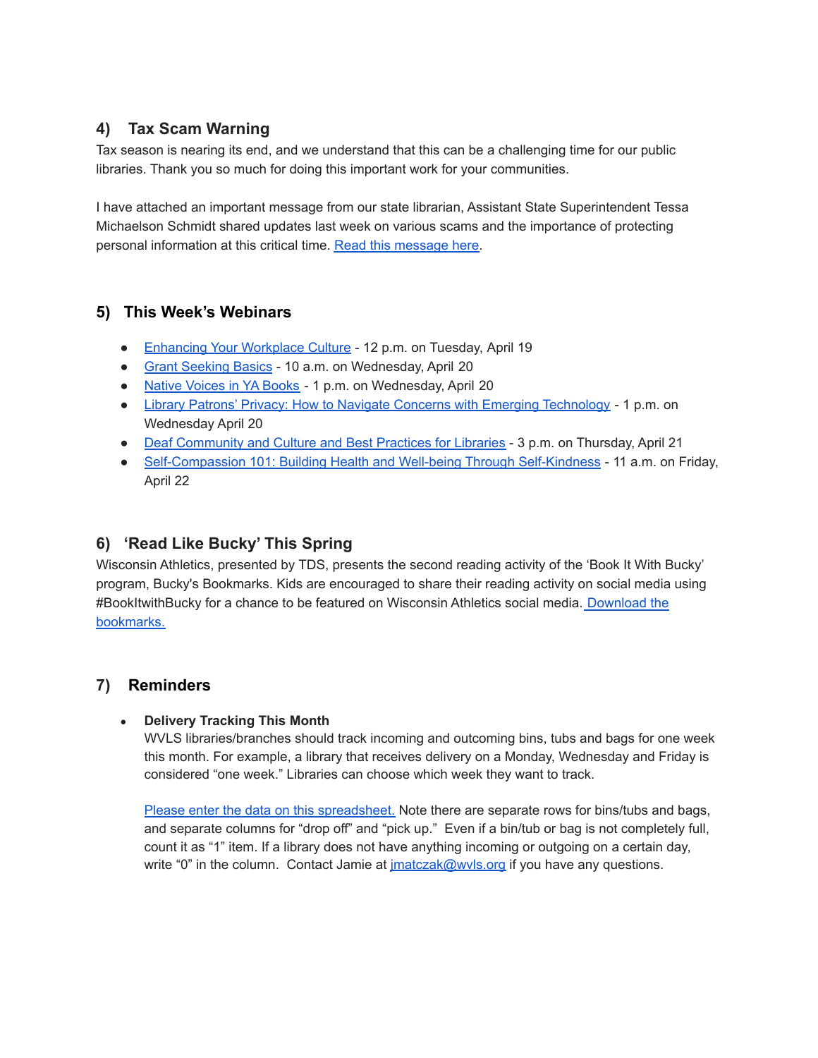## 4) Tax Scam Warning

Tax season is nearing its end, and we understand that this can be a challenging time for our public libraries. Thank you so much for doing this important work for your communities.

I have attached an important message from our state librarian, Assistant State Superintendent Tessa Michaelson Schmidt shared updates last week on various scams and the importance of protecting personal information at this critical time. Read this message here.

## 5) This Week's Webinars

- Enhancing Your Workplace Culture - 12 p.m. on Tuesday, April 19
- Grant Seeking Basics - 10 a.m. on Wednesday, April 20
- Native Voices in YA Books - 1 p.m. on Wednesday, April 20
- Library Patrons' Privacy: How to Navigate Concerns with Emerging Technology - 1 p.m. on Wednesday April 20
- Deaf Community and Culture and Best Practices for Libraries - 3 p.m. on Thursday, April 21
- Self-Compassion 101: Building Health and Well-being Through Self-Kindness - 11 a.m. on Friday, April 22

## 6) 'Read Like Bucky' This Spring

Wisconsin Athletics, presented by TDS, presents the second reading activity of the 'Book It With Bucky' program, Bucky's Bookmarks. Kids are encouraged to share their reading activity on social media using #BookItwithBucky for a chance to be featured on Wisconsin Athletics social media. Download the bookmarks.

## 7) Reminders

- **Delivery Tracking This Month**
  WVLS libraries/branches should track incoming and outcoming bins, tubs and bags for one week this month. For example, a library that receives delivery on a Monday, Wednesday and Friday is considered "one week." Libraries can choose which week they want to track.

  Please enter the data on this spreadsheet. Note there are separate rows for bins/tubs and bags, and separate columns for "drop off" and "pick up." Even if a bin/tub or bag is not completely full, count it as "1" item. If a library does not have anything incoming or outgoing on a certain day, write "0" in the column. Contact Jamie at jmatczak@wvls.org if you have any questions.